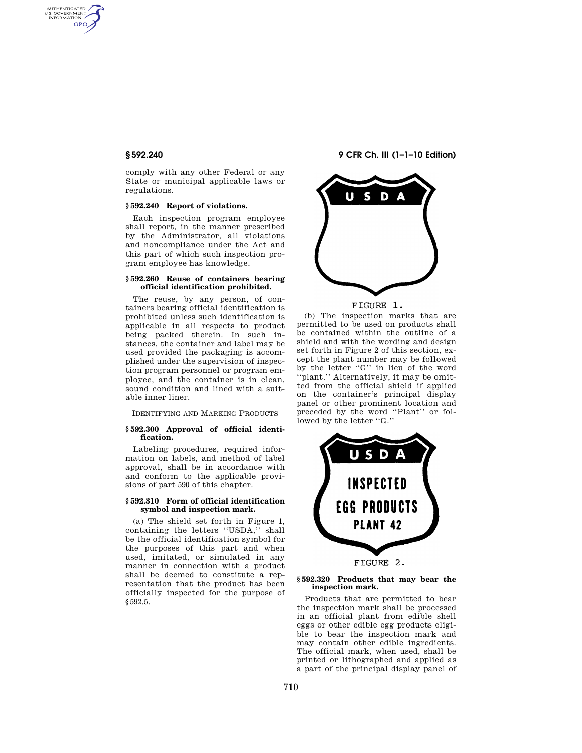comply with any other Federal or any State or municipal applicable laws or regulations.

### § 592.240 Report of violations.

Each inspection program employee shall report, in the manner prescribed by the Administrator, all violations and noncompliance under the Act and this part of which such inspection program employee has knowledge.

### § 592.260 Reuse of containers bearing official identification prohibited.

The reuse, by any person, of containers bearing official identification is prohibited unless such identification is applicable in all respects to product being packed therein. In such instances, the container and label may be used provided the packaging is accomplished under the supervision of inspection program personnel or program employee, and the container is in clean, sound condition and lined with a suitable inner liner.

## IDENTIFYING AND MARKING PRODUCTS

### § 592.300 Approval of official identification.

Labeling procedures, required information on labels, and method of label approval, shall be in accordance with and conform to the applicable provisions of part 590 of this chapter.

### § 592.310 Form of official identification symbol and inspection mark.

(a) The shield set forth in Figure 1, containing the letters ''USDA,'' shall be the official identification symbol for the purposes of this part and when used, imitated, or simulated in any manner in connection with a product shall be deemed to constitute a representation that the product has been officially inspected for the purpose of § 592.5.

FIGURE 1.

(b) The inspection marks that are permitted to be used on products shall be contained within the outline of a shield and with the wording and design set forth in Figure 2 of this section, except the plant number may be followed by the letter ''G'' in lieu of the word ''plant.'' Alternatively, it may be omitted from the official shield if applied on the container's principal display panel or other prominent location and preceded by the word ''Plant'' or followed by the letter ''G.''

FIGURE 2.

### § 592.320 Products that may bear the inspection mark.

Products that are permitted to bear the inspection mark shall be processed in an official plant from edible shell eggs or other edible egg products eligible to bear the inspection mark and may contain other edible ingredients. The official mark, when used, shall be printed or lithographed and applied as a part of the principal display panel of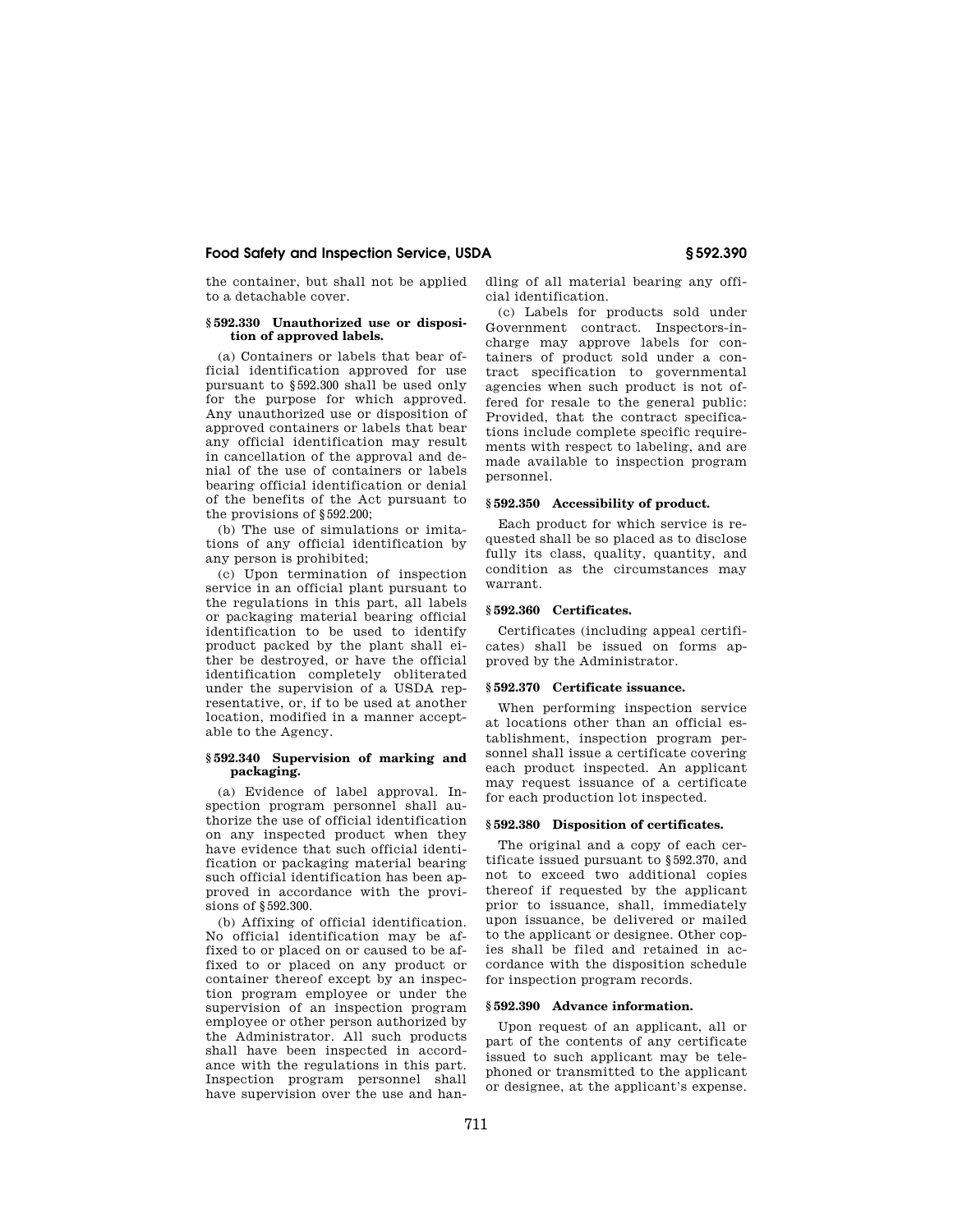the container, but shall not be applied to a detachable cover.

**§ 592.330 Unauthorized use or disposition of approved labels.**

(a) Containers or labels that bear official identification approved for use pursuant to §592.300 shall be used only for the purpose for which approved. Any unauthorized use or disposition of approved containers or labels that bear any official identification may result in cancellation of the approval and denial of the use of containers or labels bearing official identification or denial of the benefits of the Act pursuant to the provisions of §592.200;

(b) The use of simulations or imitations of any official identification by any person is prohibited;

(c) Upon termination of inspection service in an official plant pursuant to the regulations in this part, all labels or packaging material bearing official identification to be used to identify product packed by the plant shall either be destroyed, or have the official identification completely obliterated under the supervision of a USDA representative, or, if to be used at another location, modified in a manner acceptable to the Agency.

**§ 592.340 Supervision of marking and packaging.**

(a) Evidence of label approval. Inspection program personnel shall authorize the use of official identification on any inspected product when they have evidence that such official identification or packaging material bearing such official identification has been approved in accordance with the provisions of §592.300.

(b) Affixing of official identification. No official identification may be affixed to or placed on or caused to be affixed to or placed on any product or container thereof except by an inspection program employee or under the supervision of an inspection program employee or other person authorized by the Administrator. All such products shall have been inspected in accordance with the regulations in this part. Inspection program personnel shall have supervision over the use and handling of all material bearing any official identification.

(c) Labels for products sold under Government contract. Inspectors-in-charge may approve labels for containers of product sold under a contract specification to governmental agencies when such product is not offered for resale to the general public: *Provided*, that the contract specifications include complete specific requirements with respect to labeling, and are made available to inspection program personnel.

**§ 592.350 Accessibility of product.**

Each product for which service is requested shall be so placed as to disclose fully its class, quality, quantity, and condition as the circumstances may warrant.

**§ 592.360 Certificates.**

Certificates (including appeal certificates) shall be issued on forms approved by the Administrator.

**§ 592.370 Certificate issuance.**

When performing inspection service at locations other than an official establishment, inspection program personnel shall issue a certificate covering each product inspected. An applicant may request issuance of a certificate for each production lot inspected.

**§ 592.380 Disposition of certificates.**

The original and a copy of each certificate issued pursuant to §592.370, and not to exceed two additional copies thereof if requested by the applicant prior to issuance, shall, immediately upon issuance, be delivered or mailed to the applicant or designee. Other copies shall be filed and retained in accordance with the disposition schedule for inspection program records.

**§ 592.390 Advance information.**

Upon request of an applicant, all or part of the contents of any certificate issued to such applicant may be telephoned or transmitted to the applicant or designee, at the applicant's expense.